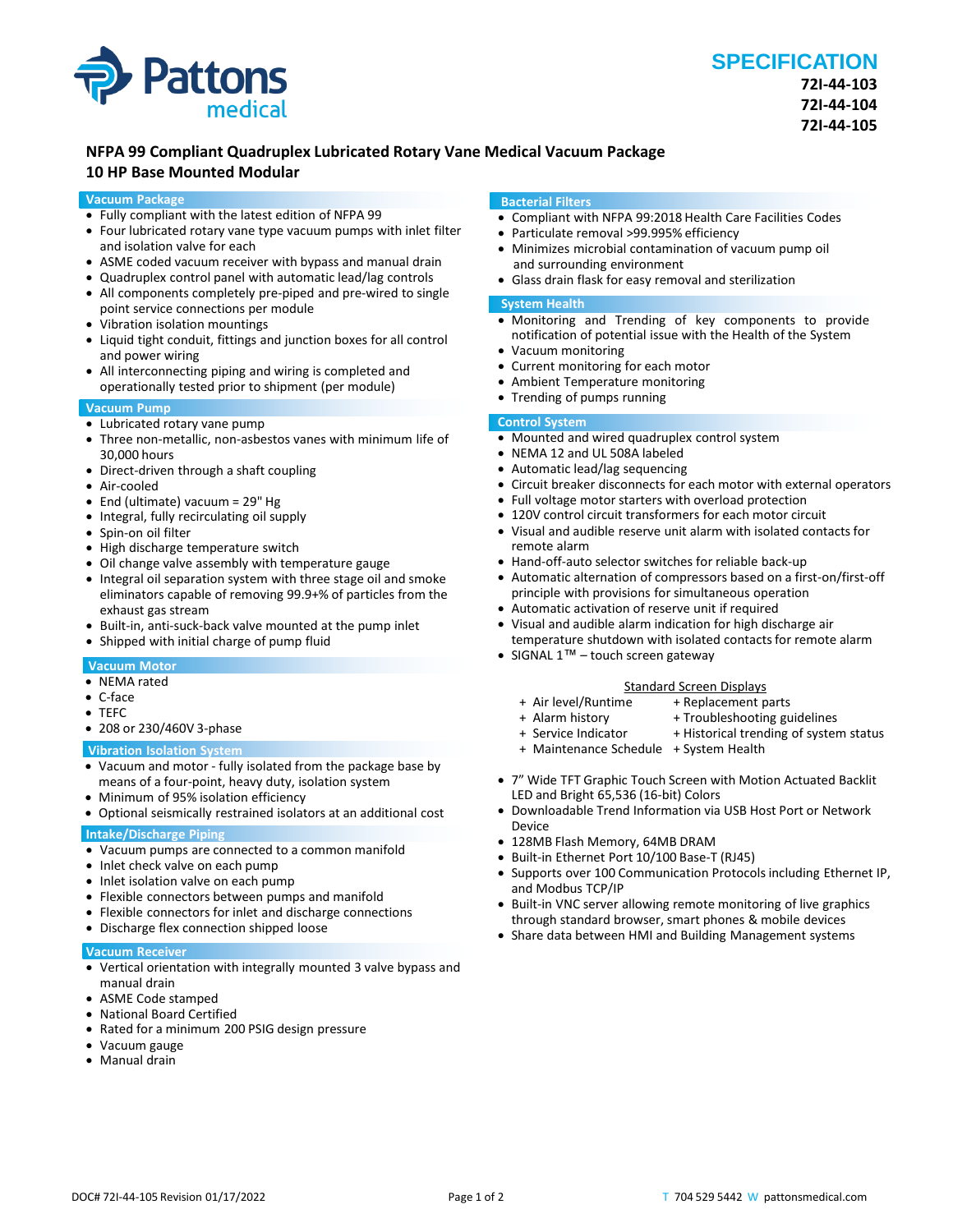Pattons medical

**SPECIFICATION**

**72I-44-103**
**72I-44-104**
**72I-44-105**

## NFPA 99 Compliant Quadruplex Lubricated Rotary Vane Medical Vacuum Package
## 10 HP Base Mounted Modular

### Vacuum Package

- Fully compliant with the latest edition of NFPA 99
- Four lubricated rotary vane type vacuum pumps with inlet filter and isolation valve for each
- ASME coded vacuum receiver with bypass and manual drain
- Quadruplex control panel with automatic lead/lag controls
- All components completely pre-piped and pre-wired to single point service connections per module
- Vibration isolation mountings
- Liquid tight conduit, fittings and junction boxes for all control and power wiring
- All interconnecting piping and wiring is completed and operationally tested prior to shipment (per module)

### Vacuum Pump

- Lubricated rotary vane pump
- Three non-metallic, non-asbestos vanes with minimum life of 30,000 hours
- Direct-driven through a shaft coupling
- Air-cooled
- End (ultimate) vacuum = 29" Hg
- Integral, fully recirculating oil supply
- Spin-on oil filter
- High discharge temperature switch
- Oil change valve assembly with temperature gauge
- Integral oil separation system with three stage oil and smoke eliminators capable of removing 99.9+% of particles from the exhaust gas stream
- Built-in, anti-suck-back valve mounted at the pump inlet
- Shipped with initial charge of pump fluid

### Vacuum Motor

- NEMA rated
- C-face
- TEFC
- 208 or 230/460V 3-phase

### Vibration Isolation System

- Vacuum and motor - fully isolated from the package base by means of a four-point, heavy duty, isolation system
- Minimum of 95% isolation efficiency
- Optional seismically restrained isolators at an additional cost

### Intake/Discharge Piping

- Vacuum pumps are connected to a common manifold
- Inlet check valve on each pump
- Inlet isolation valve on each pump
- Flexible connectors between pumps and manifold
- Flexible connectors for inlet and discharge connections
- Discharge flex connection shipped loose

### Vacuum Receiver

- Vertical orientation with integrally mounted 3 valve bypass and manual drain
- ASME Code stamped
- National Board Certified
- Rated for a minimum 200 PSIG design pressure
- Vacuum gauge
- Manual drain

### Bacterial Filters

- Compliant with NFPA 99:2018 Health Care Facilities Codes
- Particulate removal >99.995% efficiency
- Minimizes microbial contamination of vacuum pump oil and surrounding environment
- Glass drain flask for easy removal and sterilization

### System Health

- Monitoring and Trending of key components to provide notification of potential issue with the Health of the System
- Vacuum monitoring
- Current monitoring for each motor
- Ambient Temperature monitoring
- Trending of pumps running

### Control System

- Mounted and wired quadruplex control system
- NEMA 12 and UL 508A labeled
- Automatic lead/lag sequencing
- Circuit breaker disconnects for each motor with external operators
- Full voltage motor starters with overload protection
- 120V control circuit transformers for each motor circuit
- Visual and audible reserve unit alarm with isolated contacts for remote alarm
- Hand-off-auto selector switches for reliable back-up
- Automatic alternation of compressors based on a first-on/first-off principle with provisions for simultaneous operation
- Automatic activation of reserve unit if required
- Visual and audible alarm indication for high discharge air temperature shutdown with isolated contacts for remote alarm
- SIGNAL 1™ – touch screen gateway

Standard Screen Displays

+ Air level/Runtime
+ Alarm history
+ Service Indicator
+ Maintenance Schedule
+ Replacement parts
+ Troubleshooting guidelines
+ Historical trending of system status
+ System Health

- 7" Wide TFT Graphic Touch Screen with Motion Actuated Backlit LED and Bright 65,536 (16-bit) Colors
- Downloadable Trend Information via USB Host Port or Network Device
- 128MB Flash Memory, 64MB DRAM
- Built-in Ethernet Port 10/100 Base-T (RJ45)
- Supports over 100 Communication Protocols including Ethernet IP, and Modbus TCP/IP
- Built-in VNC server allowing remote monitoring of live graphics through standard browser, smart phones & mobile devices
- Share data between HMI and Building Management systems

DOC# 72I-44-105 Revision 01/17/2022

T 704 529 5442 W pattonsmedical.com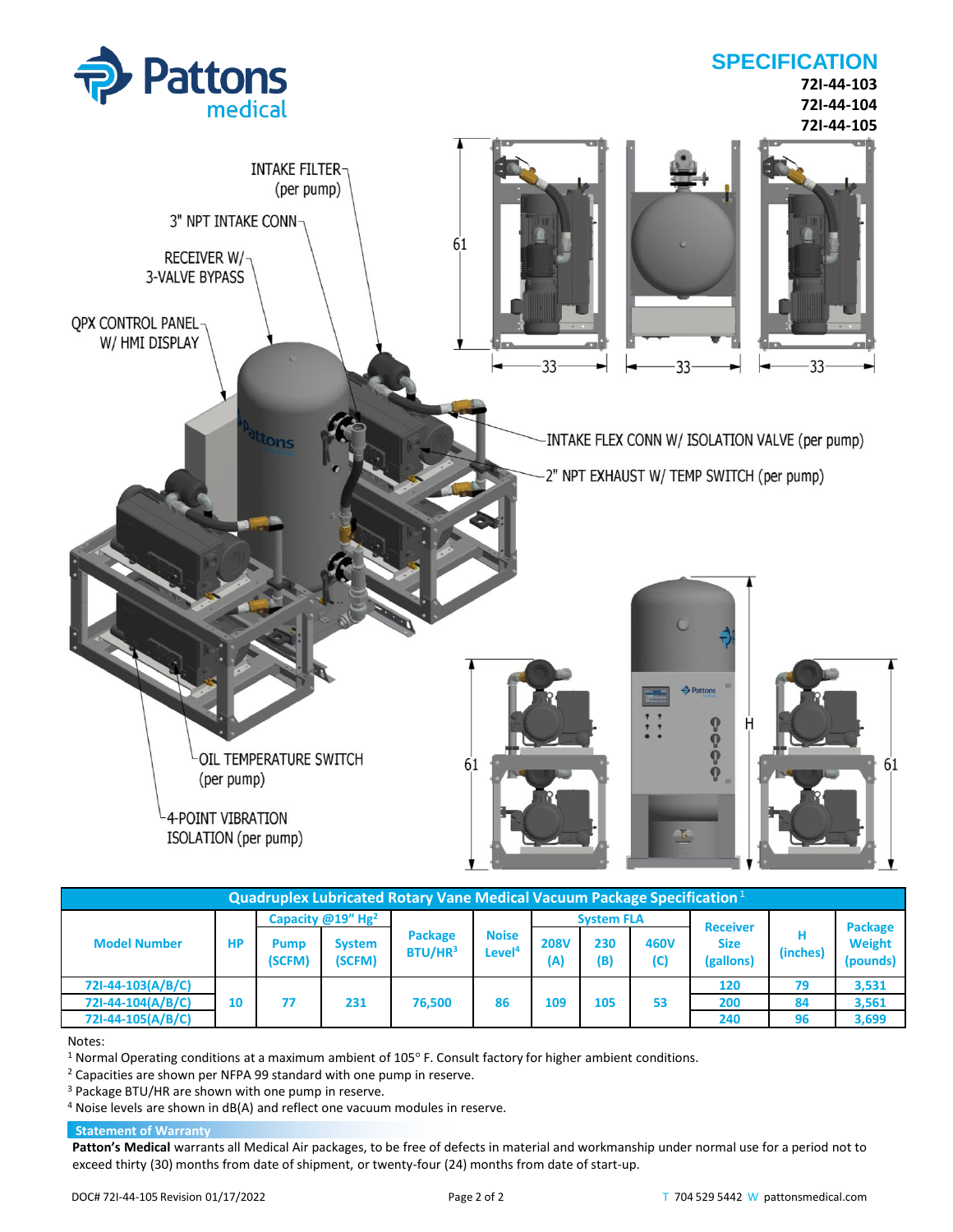# SPECIFICATION

**72I-44-103**
**72I-44-104**
**72I-44-105**

INTAKE FILTER (per pump)

3" NPT INTAKE CONN

RECEIVER W/ 3-VALVE BYPASS

QPX CONTROL PANEL W/ HMI DISPLAY

INTAKE FLEX CONN W/ ISOLATION VALVE (per pump)

2" NPT EXHAUST W/ TEMP SWITCH (per pump)

OIL TEMPERATURE SWITCH (per pump)

4-POINT VIBRATION ISOLATION (per pump)

61

33

33

33

61

H

61

| Quadruplex Lubricated Rotary Vane Medical Vacuum Package Specification [1] | | | | | | | | | | | |
|---|---|---|---|---|---|---|---|---|---|---|---|
| Model Number | HP | Capacity @19" Hg [2] | | Package BTU/HR [3] | Noise Level [4] | System FLA | | | Receiver Size (gallons) | H (inches) | Package Weight (pounds) |
| | | Pump (SCFM) | System (SCFM) | | | 208V (A) | 230 (B) | 460V (C) | | | |
| 72I-44-103(A/B/C) | 10 | 77 | 231 | 76,500 | 86 | 109 | 105 | 53 | 120 | 79 | 3,531 |
| 72I-44-104(A/B/C) | | | | | | | | | 200 | 84 | 3,561 |
| 72I-44-105(A/B/C) | | | | | | | | | 240 | 96 | 3,699 |

Notes:

[1] Normal Operating conditions at a maximum ambient of 105° F. Consult factory for higher ambient conditions.

[2] Capacities are shown per NFPA 99 standard with one pump in reserve.

[3] Package BTU/HR are shown with one pump in reserve.

[4] Noise levels are shown in dB(A) and reflect one vacuum modules in reserve.

### Statement of Warranty

**Patton's Medical** warrants all Medical Air packages, to be free of defects in material and workmanship under normal use for a period not to exceed thirty (30) months from date of shipment, or twenty-four (24) months from date of start-up.

DOC# 72I-44-105 Revision 01/17/2022

T 704 529 5442 W pattonsmedical.com